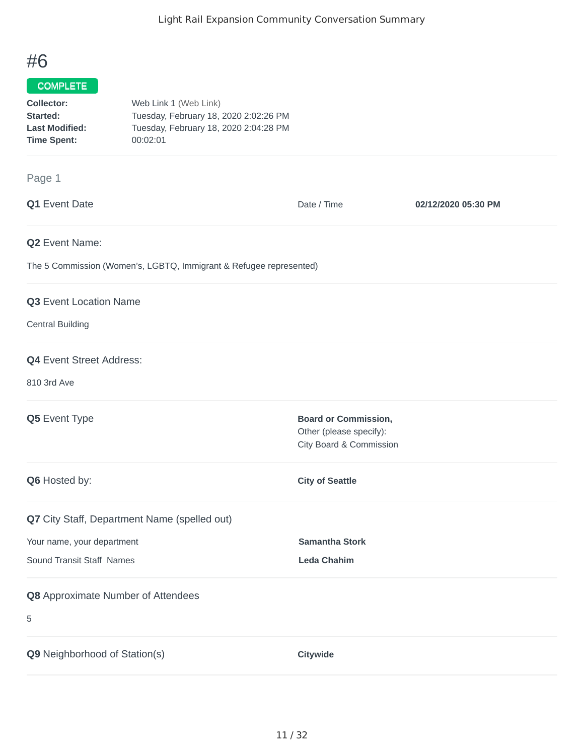# #6

COMPLETE

**Collector:** Web Link 1 (Web Link)
**Started:** Tuesday, February 18, 2020 2:02:26 PM
**Last Modified:** Tuesday, February 18, 2020 2:04:28 PM
**Time Spent:** 00:02:01

Page 1

**Q1** Event Date

Date / Time **02/12/2020 05:30 PM**

**Q2** Event Name:

The 5 Commission (Women's, LGBTQ, Immigrant & Refugee represented)

**Q3** Event Location Name

Central Building

**Q4** Event Street Address:

810 3rd Ave

**Q5** Event Type

**Board or Commission,**
Other (please specify):
City Board & Commission

**Q6** Hosted by:

**City of Seattle**

**Q7** City Staff, Department Name (spelled out)

Your name, your department **Samantha Stork**

Sound Transit Staff Names **Leda Chahim**

**Q8** Approximate Number of Attendees

5

**Q9** Neighborhood of Station(s)

**Citywide**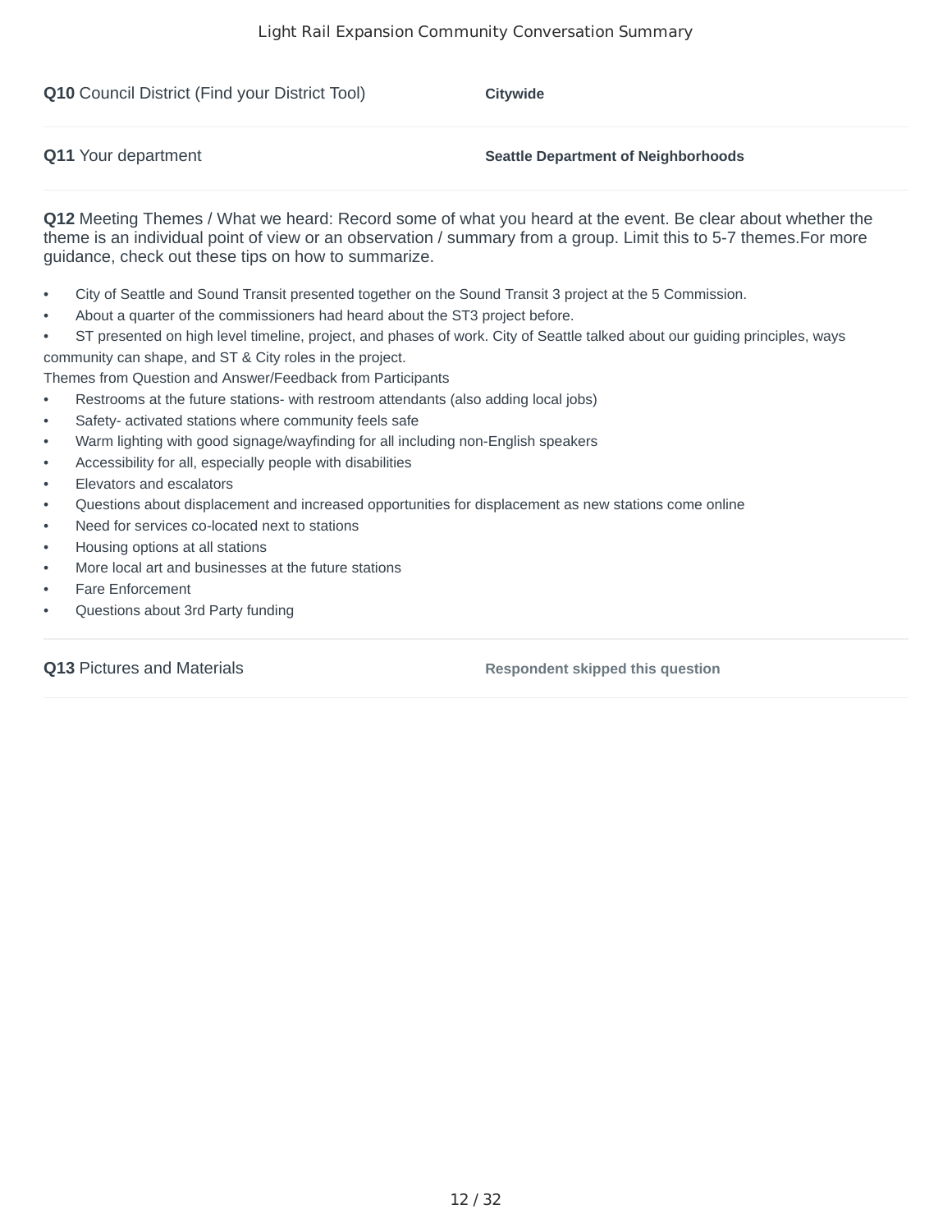**Q10** Council District (Find your District Tool) **Citywide**

**Q11** Your department **Seattle Department of Neighborhoods**

**Q12** Meeting Themes / What we heard: Record some of what you heard at the event. Be clear about whether the theme is an individual point of view or an observation / summary from a group. Limit this to 5-7 themes.For more guidance, check out these tips on how to summarize.

- City of Seattle and Sound Transit presented together on the Sound Transit 3 project at the 5 Commission.
- About a quarter of the commissioners had heard about the ST3 project before.
- ST presented on high level timeline, project, and phases of work. City of Seattle talked about our guiding principles, ways community can shape, and ST & City roles in the project.

Themes from Question and Answer/Feedback from Participants

- Restrooms at the future stations- with restroom attendants (also adding local jobs)
- Safety- activated stations where community feels safe
- Warm lighting with good signage/wayfinding for all including non-English speakers
- Accessibility for all, especially people with disabilities
- Elevators and escalators
- Questions about displacement and increased opportunities for displacement as new stations come online
- Need for services co-located next to stations
- Housing options at all stations
- More local art and businesses at the future stations
- Fare Enforcement
- Questions about 3rd Party funding

**Q13** Pictures and Materials **Respondent skipped this question**